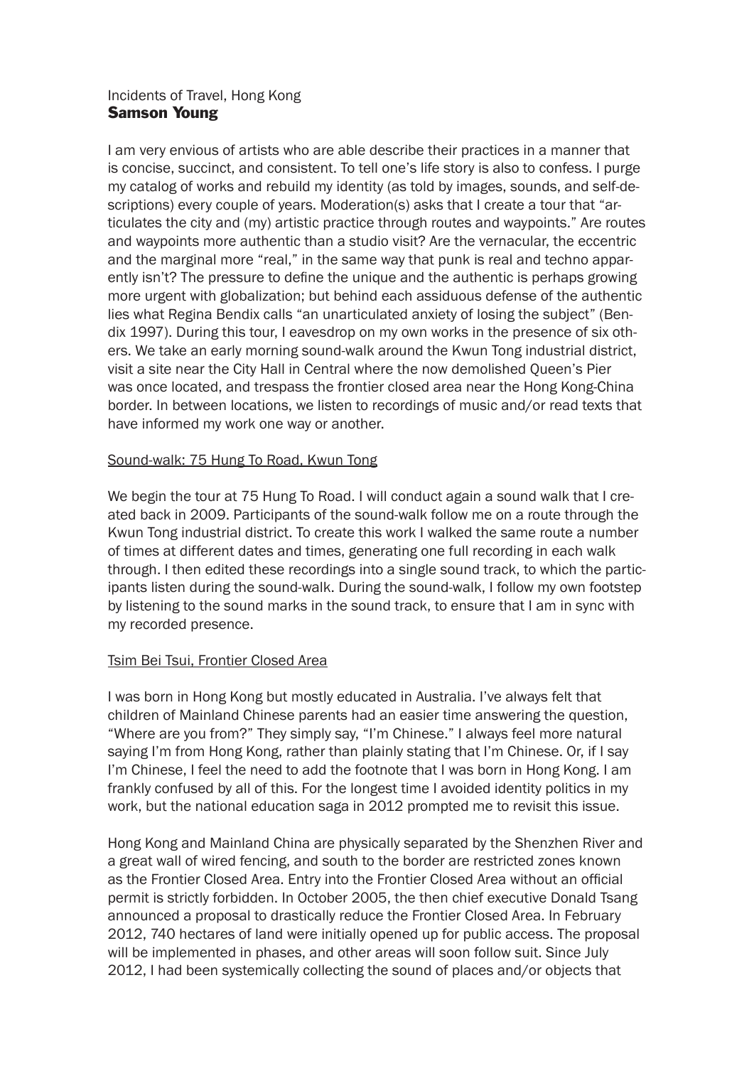Incidents of Travel, Hong Kong

**Samson Young**

I am very envious of artists who are able describe their practices in a manner that is concise, succinct, and consistent. To tell one's life story is also to confess. I purge my catalog of works and rebuild my identity (as told by images, sounds, and self-descriptions) every couple of years. Moderation(s) asks that I create a tour that "articulates the city and (my) artistic practice through routes and waypoints." Are routes and waypoints more authentic than a studio visit? Are the vernacular, the eccentric and the marginal more "real," in the same way that punk is real and techno apparently isn't? The pressure to define the unique and the authentic is perhaps growing more urgent with globalization; but behind each assiduous defense of the authentic lies what Regina Bendix calls "an unarticulated anxiety of losing the subject" (Bendix 1997). During this tour, I eavesdrop on my own works in the presence of six others. We take an early morning sound-walk around the Kwun Tong industrial district, visit a site near the City Hall in Central where the now demolished Queen's Pier was once located, and trespass the frontier closed area near the Hong Kong-China border. In between locations, we listen to recordings of music and/or read texts that have informed my work one way or another.

<u>Sound-walk: 75 Hung To Road, Kwun Tong</u>

We begin the tour at 75 Hung To Road. I will conduct again a sound walk that I created back in 2009. Participants of the sound-walk follow me on a route through the Kwun Tong industrial district. To create this work I walked the same route a number of times at different dates and times, generating one full recording in each walk through. I then edited these recordings into a single sound track, to which the participants listen during the sound-walk. During the sound-walk, I follow my own footstep by listening to the sound marks in the sound track, to ensure that I am in sync with my recorded presence.

<u>Tsim Bei Tsui, Frontier Closed Area</u>

I was born in Hong Kong but mostly educated in Australia. I've always felt that children of Mainland Chinese parents had an easier time answering the question, "Where are you from?" They simply say, "I'm Chinese." I always feel more natural saying I'm from Hong Kong, rather than plainly stating that I'm Chinese. Or, if I say I'm Chinese, I feel the need to add the footnote that I was born in Hong Kong. I am frankly confused by all of this. For the longest time I avoided identity politics in my work, but the national education saga in 2012 prompted me to revisit this issue.

Hong Kong and Mainland China are physically separated by the Shenzhen River and a great wall of wired fencing, and south to the border are restricted zones known as the Frontier Closed Area. Entry into the Frontier Closed Area without an official permit is strictly forbidden. In October 2005, the then chief executive Donald Tsang announced a proposal to drastically reduce the Frontier Closed Area. In February 2012, 740 hectares of land were initially opened up for public access. The proposal will be implemented in phases, and other areas will soon follow suit. Since July 2012, I had been systemically collecting the sound of places and/or objects that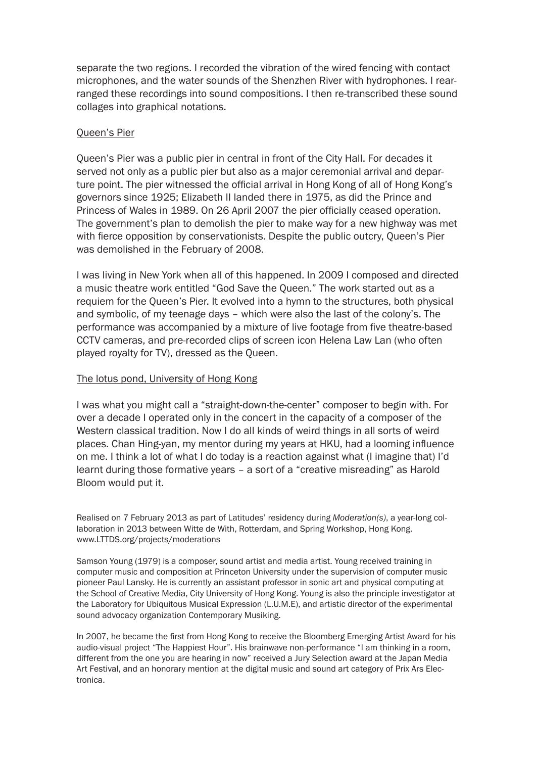separate the two regions. I recorded the vibration of the wired fencing with contact microphones, and the water sounds of the Shenzhen River with hydrophones. I rearranged these recordings into sound compositions. I then re-transcribed these sound collages into graphical notations.

### Queen's Pier

Queen's Pier was a public pier in central in front of the City Hall. For decades it served not only as a public pier but also as a major ceremonial arrival and departure point. The pier witnessed the official arrival in Hong Kong of all of Hong Kong's governors since 1925; Elizabeth II landed there in 1975, as did the Prince and Princess of Wales in 1989. On 26 April 2007 the pier officially ceased operation. The government's plan to demolish the pier to make way for a new highway was met with fierce opposition by conservationists. Despite the public outcry, Queen's Pier was demolished in the February of 2008.

I was living in New York when all of this happened. In 2009 I composed and directed a music theatre work entitled "God Save the Queen." The work started out as a requiem for the Queen's Pier. It evolved into a hymn to the structures, both physical and symbolic, of my teenage days – which were also the last of the colony's. The performance was accompanied by a mixture of live footage from five theatre-based CCTV cameras, and pre-recorded clips of screen icon Helena Law Lan (who often played royalty for TV), dressed as the Queen.

### The lotus pond, University of Hong Kong

I was what you might call a "straight-down-the-center" composer to begin with. For over a decade I operated only in the concert in the capacity of a composer of the Western classical tradition. Now I do all kinds of weird things in all sorts of weird places. Chan Hing-yan, my mentor during my years at HKU, had a looming influence on me. I think a lot of what I do today is a reaction against what (I imagine that) I'd learnt during those formative years – a sort of a "creative misreading" as Harold Bloom would put it.

Realised on 7 February 2013 as part of Latitudes' residency during *Moderation(s)*, a year-long collaboration in 2013 between Witte de With, Rotterdam, and Spring Workshop, Hong Kong. www.LTTDS.org/projects/moderations

Samson Young (1979) is a composer, sound artist and media artist. Young received training in computer music and composition at Princeton University under the supervision of computer music pioneer Paul Lansky. He is currently an assistant professor in sonic art and physical computing at the School of Creative Media, City University of Hong Kong. Young is also the principle investigator at the Laboratory for Ubiquitous Musical Expression (L.U.M.E), and artistic director of the experimental sound advocacy organization Contemporary Musiking.

In 2007, he became the first from Hong Kong to receive the Bloomberg Emerging Artist Award for his audio-visual project "The Happiest Hour". His brainwave non-performance "I am thinking in a room, different from the one you are hearing in now" received a Jury Selection award at the Japan Media Art Festival, and an honorary mention at the digital music and sound art category of Prix Ars Electronica.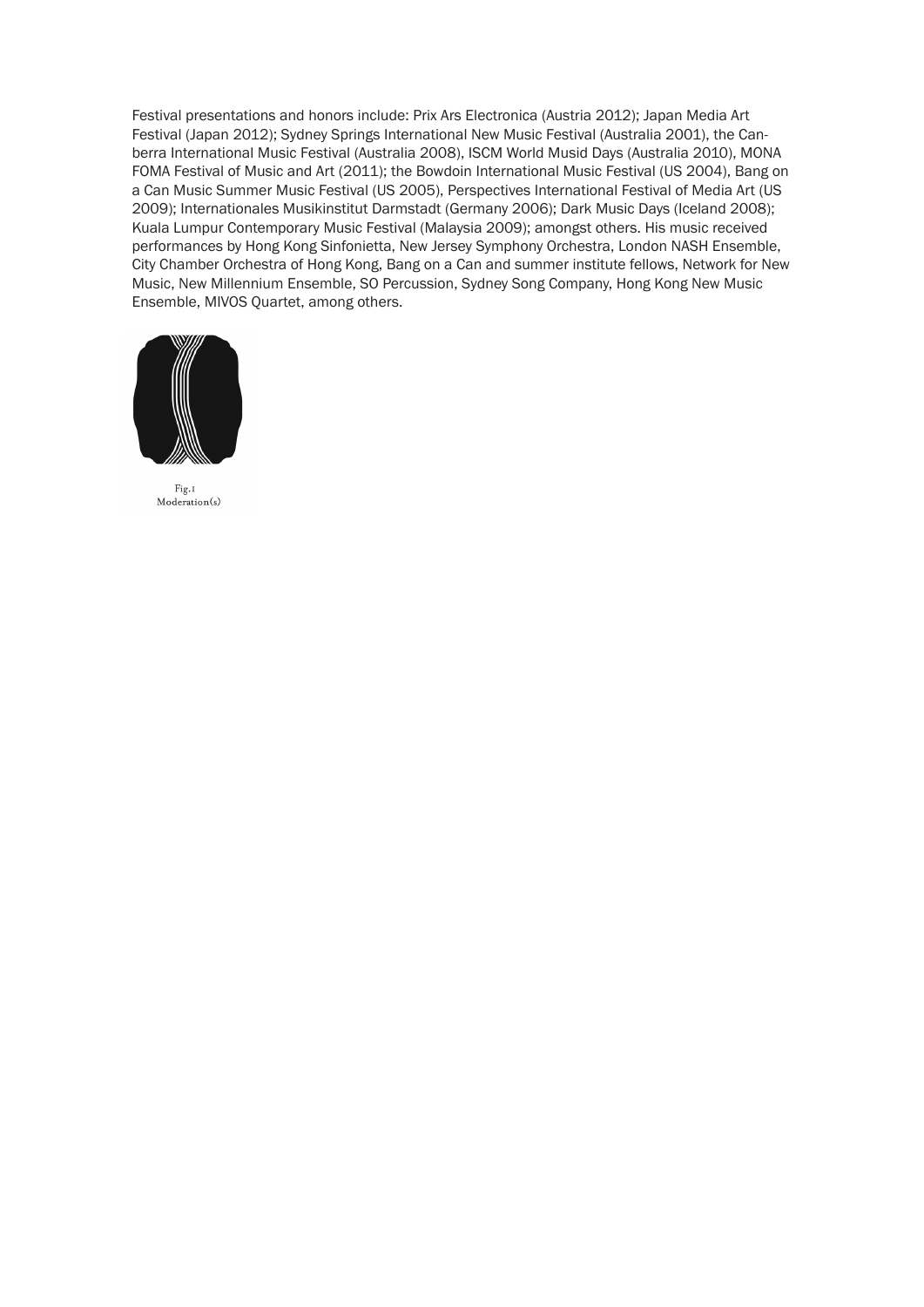Festival presentations and honors include: Prix Ars Electronica (Austria 2012); Japan Media Art Festival (Japan 2012); Sydney Springs International New Music Festival (Australia 2001), the Canberra International Music Festival (Australia 2008), ISCM World Musid Days (Australia 2010), MONA FOMA Festival of Music and Art (2011); the Bowdoin International Music Festival (US 2004), Bang on a Can Music Summer Music Festival (US 2005), Perspectives International Festival of Media Art (US 2009); Internationales Musikinstitut Darmstadt (Germany 2006); Dark Music Days (Iceland 2008); Kuala Lumpur Contemporary Music Festival (Malaysia 2009); amongst others. His music received performances by Hong Kong Sinfonietta, New Jersey Symphony Orchestra, London NASH Ensemble, City Chamber Orchestra of Hong Kong, Bang on a Can and summer institute fellows, Network for New Music, New Millennium Ensemble, SO Percussion, Sydney Song Company, Hong Kong New Music Ensemble, MIVOS Quartet, among others.

Fig.1
Moderation(s)